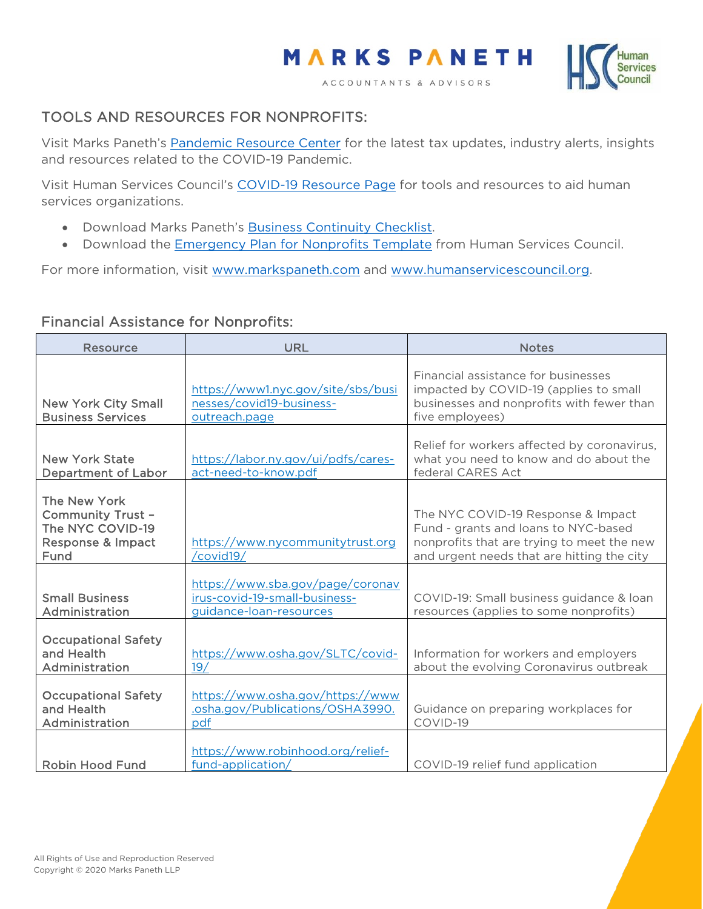MARKS PANETH
ACCOUNTANTS & ADVISORS

Human Services Council

## TOOLS AND RESOURCES FOR NONPROFITS:

Visit Marks Paneth's [Pandemic Resource Center] for the latest tax updates, industry alerts, insights and resources related to the COVID-19 Pandemic.

Visit Human Services Council's [COVID-19 Resource Page] for tools and resources to aid human services organizations.

- Download Marks Paneth's [Business Continuity Checklist].
- Download the [Emergency Plan for Nonprofits Template] from Human Services Council.

For more information, visit www.markspaneth.com and www.humanservicescouncil.org.

### Financial Assistance for Nonprofits:

| Resource | URL | Notes |
|---|---|---|
| New York City Small Business Services | https://www1.nyc.gov/site/sbs/businesses/covid19-business-outreach.page | Financial assistance for businesses impacted by COVID-19 (applies to small businesses and nonprofits with fewer than five employees) |
| New York State Department of Labor | https://labor.ny.gov/ui/pdfs/cares-act-need-to-know.pdf | Relief for workers affected by coronavirus, what you need to know and do about the federal CARES Act |
| The New York Community Trust – The NYC COVID-19 Response & Impact Fund | https://www.nycommunitytrust.org/covid19/ | The NYC COVID-19 Response & Impact Fund - grants and loans to NYC-based nonprofits that are trying to meet the new and urgent needs that are hitting the city |
| Small Business Administration | https://www.sba.gov/page/coronavirus-covid-19-small-business-guidance-loan-resources | COVID-19: Small business guidance & loan resources (applies to some nonprofits) |
| Occupational Safety and Health Administration | https://www.osha.gov/SLTC/covid-19/ | Information for workers and employers about the evolving Coronavirus outbreak |
| Occupational Safety and Health Administration | https://www.osha.gov/https://www.osha.gov/Publications/OSHA3990.pdf | Guidance on preparing workplaces for COVID-19 |
| Robin Hood Fund | https://www.robinhood.org/relief-fund-application/ | COVID-19 relief fund application |

All Rights of Use and Reproduction Reserved
Copyright © 2020 Marks Paneth LLP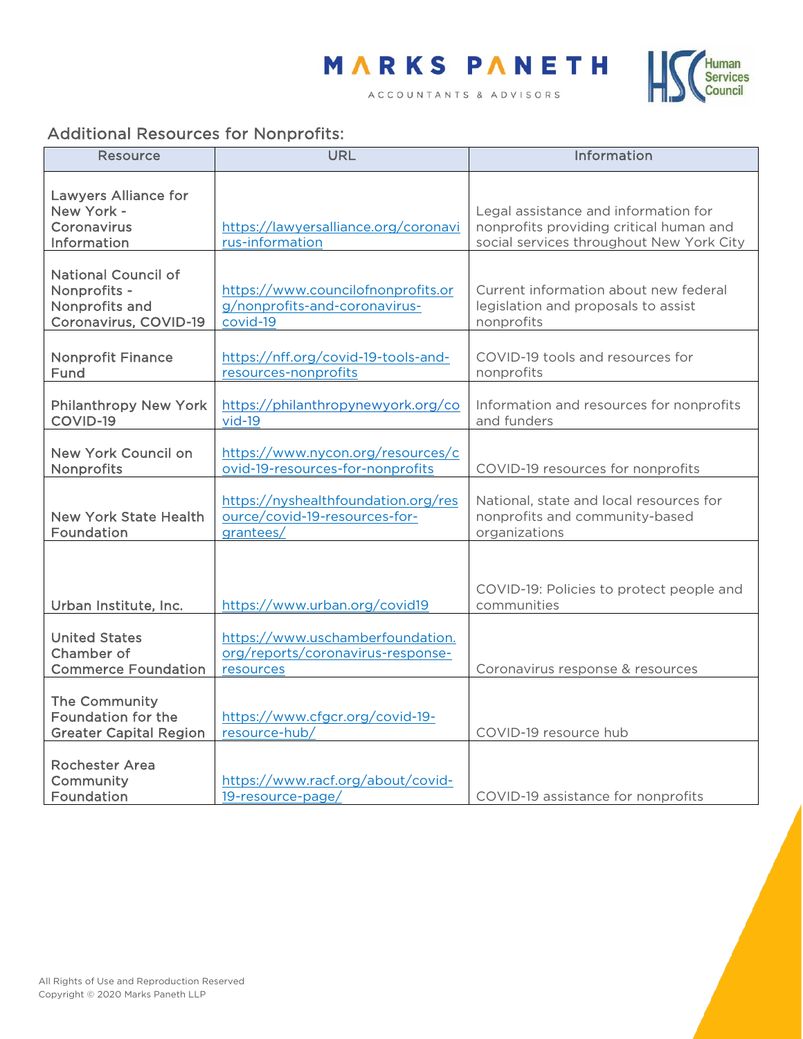## Additional Resources for Nonprofits:

| Resource | URL | Information |
|---|---|---|
| Lawyers Alliance for New York - Coronavirus Information | https://lawyersalliance.org/coronavirus-information | Legal assistance and information for nonprofits providing critical human and social services throughout New York City |
| National Council of Nonprofits - Nonprofits and Coronavirus, COVID-19 | https://www.councilofnonprofits.org/nonprofits-and-coronavirus-covid-19 | Current information about new federal legislation and proposals to assist nonprofits |
| Nonprofit Finance Fund | https://nff.org/covid-19-tools-and-resources-nonprofits | COVID-19 tools and resources for nonprofits |
| Philanthropy New York COVID-19 | https://philanthropynewyork.org/covid-19 | Information and resources for nonprofits and funders |
| New York Council on Nonprofits | https://www.nycon.org/resources/covid-19-resources-for-nonprofits | COVID-19 resources for nonprofits |
| New York State Health Foundation | https://nyshealthfoundation.org/resource/covid-19-resources-for-grantees/ | National, state and local resources for nonprofits and community-based organizations |
| Urban Institute, Inc. | https://www.urban.org/covid19 | COVID-19: Policies to protect people and communities |
| United States Chamber of Commerce Foundation | https://www.uschamberfoundation.org/reports/coronavirus-response-resources | Coronavirus response & resources |
| The Community Foundation for the Greater Capital Region | https://www.cfgcr.org/covid-19-resource-hub/ | COVID-19 resource hub |
| Rochester Area Community Foundation | https://www.racf.org/about/covid-19-resource-page/ | COVID-19 assistance for nonprofits |

All Rights of Use and Reproduction Reserved
Copyright © 2020 Marks Paneth LLP